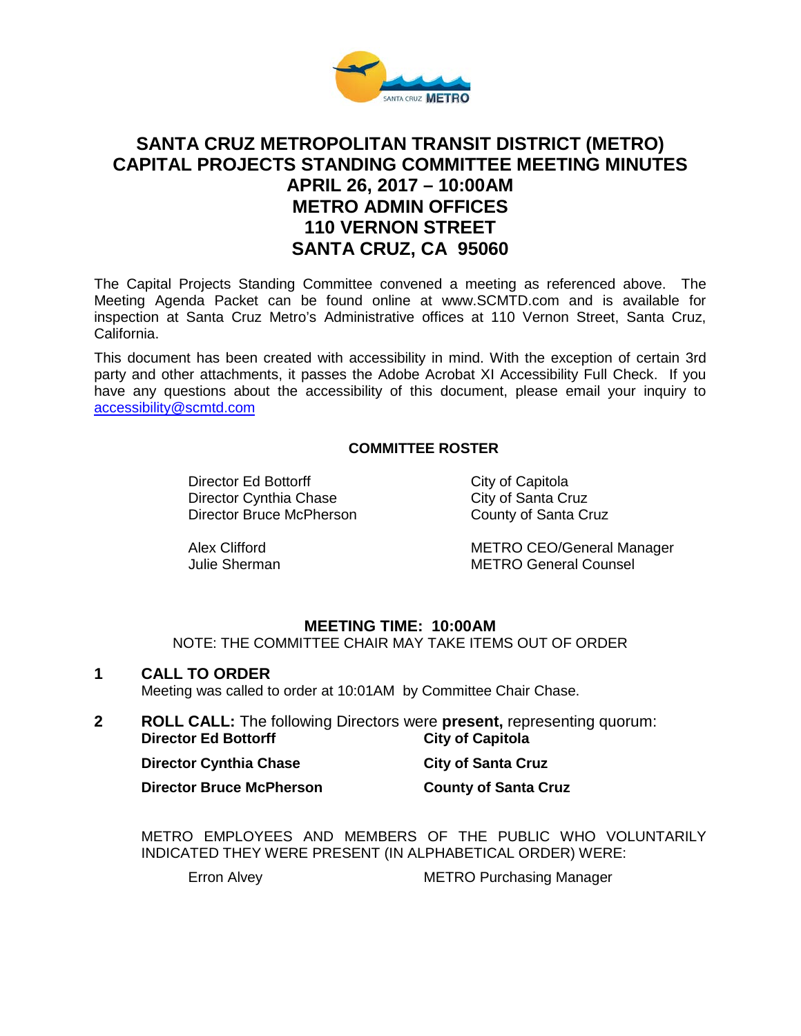# SANTA CRUZ METROPOLITAN TRANSIT DISTRICT (METRO) CAPITAL PROJECTS STANDING COMMITTEE MEETING MINUTES
## APRIL 26, 2017 – 10:00AM
## METRO ADMIN OFFICES
## 110 VERNON STREET
## SANTA CRUZ, CA 95060

The Capital Projects Standing Committee convened a meeting as referenced above. The Meeting Agenda Packet can be found online at www.SCMTD.com and is available for inspection at Santa Cruz Metro's Administrative offices at 110 Vernon Street, Santa Cruz, California.

This document has been created with accessibility in mind. With the exception of certain 3rd party and other attachments, it passes the Adobe Acrobat XI Accessibility Full Check. If you have any questions about the accessibility of this document, please email your inquiry to accessibility@scmtd.com

### COMMITTEE ROSTER

| | |
|---|---|
| Director Ed Bottorff | City of Capitola |
| Director Cynthia Chase | City of Santa Cruz |
| Director Bruce McPherson | County of Santa Cruz |
| Alex Clifford | METRO CEO/General Manager |
| Julie Sherman | METRO General Counsel |

### MEETING TIME: 10:00AM

NOTE: THE COMMITTEE CHAIR MAY TAKE ITEMS OUT OF ORDER

**1 CALL TO ORDER**

Meeting was called to order at 10:01AM by Committee Chair Chase.

**2 ROLL CALL:** The following Directors were **present,** representing quorum:

| | |
|---|---|
| **Director Ed Bottorff** | **City of Capitola** |
| **Director Cynthia Chase** | **City of Santa Cruz** |
| **Director Bruce McPherson** | **County of Santa Cruz** |

METRO EMPLOYEES AND MEMBERS OF THE PUBLIC WHO VOLUNTARILY INDICATED THEY WERE PRESENT (IN ALPHABETICAL ORDER) WERE:

| | |
|---|---|
| Erron Alvey | METRO Purchasing Manager |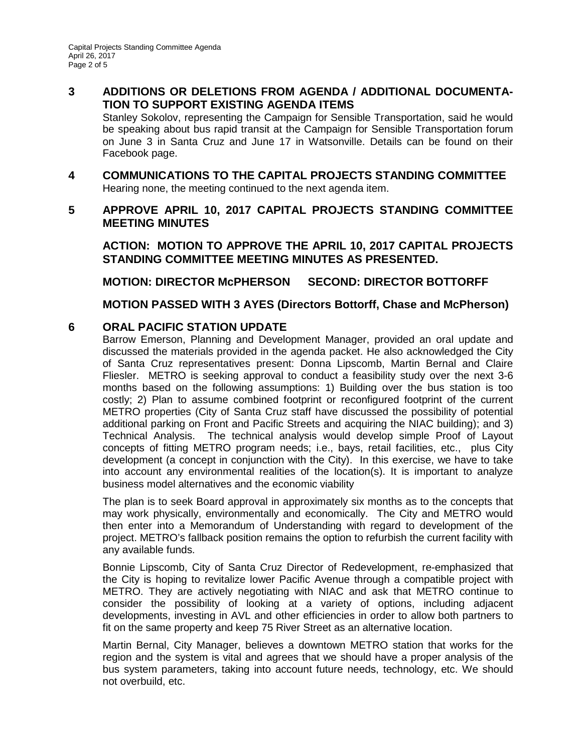## 3 ADDITIONS OR DELETIONS FROM AGENDA / ADDITIONAL DOCUMENTATION TO SUPPORT EXISTING AGENDA ITEMS

Stanley Sokolov, representing the Campaign for Sensible Transportation, said he would be speaking about bus rapid transit at the Campaign for Sensible Transportation forum on June 3 in Santa Cruz and June 17 in Watsonville. Details can be found on their Facebook page.

## 4 COMMUNICATIONS TO THE CAPITAL PROJECTS STANDING COMMITTEE

Hearing none, the meeting continued to the next agenda item.

## 5 APPROVE APRIL 10, 2017 CAPITAL PROJECTS STANDING COMMITTEE MEETING MINUTES

**ACTION: MOTION TO APPROVE THE APRIL 10, 2017 CAPITAL PROJECTS STANDING COMMITTEE MEETING MINUTES AS PRESENTED.**

**MOTION: DIRECTOR McPHERSON SECOND: DIRECTOR BOTTORFF**

**MOTION PASSED WITH 3 AYES (Directors Bottorff, Chase and McPherson)**

## 6 ORAL PACIFIC STATION UPDATE

Barrow Emerson, Planning and Development Manager, provided an oral update and discussed the materials provided in the agenda packet. He also acknowledged the City of Santa Cruz representatives present: Donna Lipscomb, Martin Bernal and Claire Fliesler. METRO is seeking approval to conduct a feasibility study over the next 3-6 months based on the following assumptions: 1) Building over the bus station is too costly; 2) Plan to assume combined footprint or reconfigured footprint of the current METRO properties (City of Santa Cruz staff have discussed the possibility of potential additional parking on Front and Pacific Streets and acquiring the NIAC building); and 3) Technical Analysis. The technical analysis would develop simple Proof of Layout concepts of fitting METRO program needs; i.e., bays, retail facilities, etc., plus City development (a concept in conjunction with the City). In this exercise, we have to take into account any environmental realities of the location(s). It is important to analyze business model alternatives and the economic viability

The plan is to seek Board approval in approximately six months as to the concepts that may work physically, environmentally and economically. The City and METRO would then enter into a Memorandum of Understanding with regard to development of the project. METRO's fallback position remains the option to refurbish the current facility with any available funds.

Bonnie Lipscomb, City of Santa Cruz Director of Redevelopment, re-emphasized that the City is hoping to revitalize lower Pacific Avenue through a compatible project with METRO. They are actively negotiating with NIAC and ask that METRO continue to consider the possibility of looking at a variety of options, including adjacent developments, investing in AVL and other efficiencies in order to allow both partners to fit on the same property and keep 75 River Street as an alternative location.

Martin Bernal, City Manager, believes a downtown METRO station that works for the region and the system is vital and agrees that we should have a proper analysis of the bus system parameters, taking into account future needs, technology, etc. We should not overbuild, etc.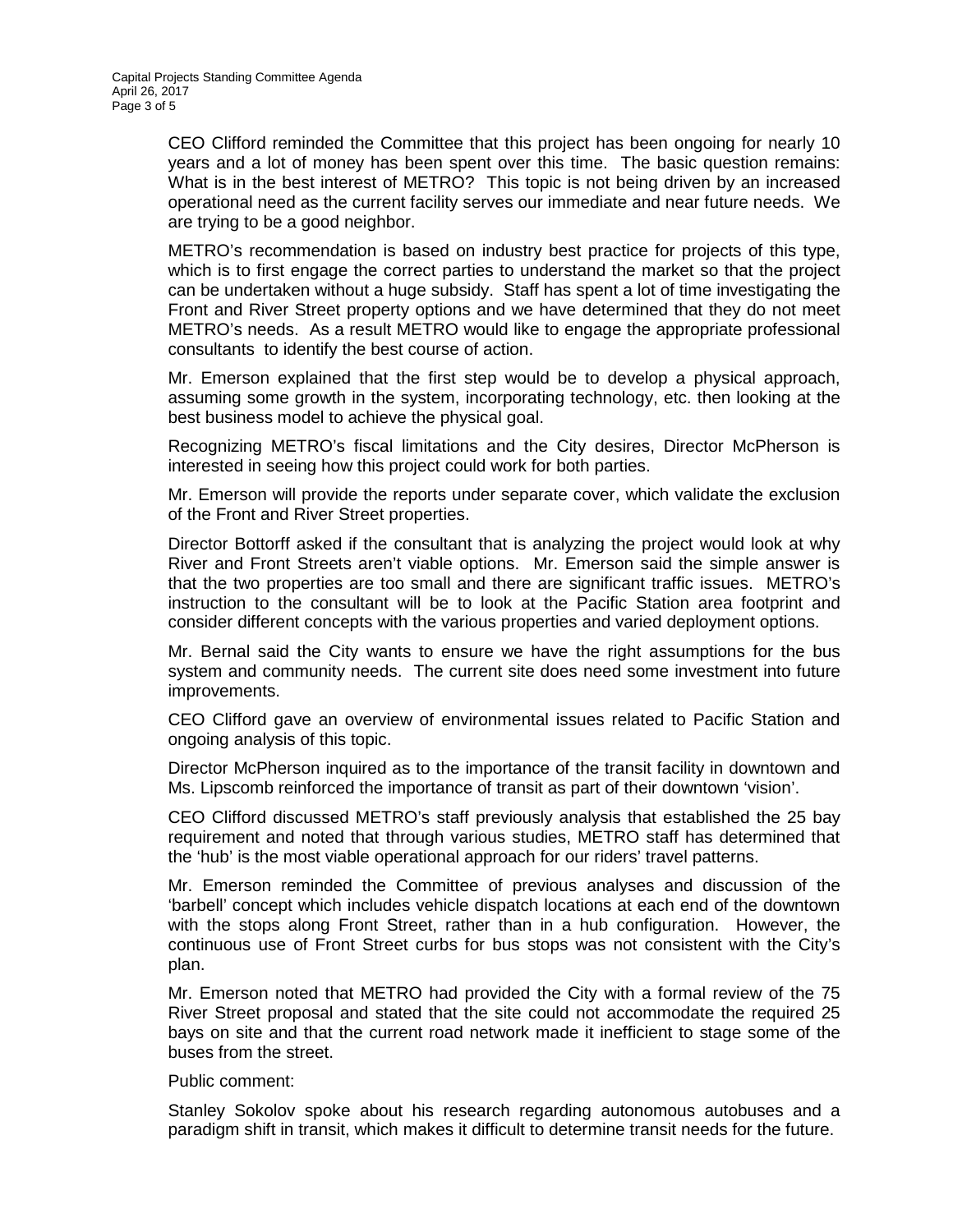CEO Clifford reminded the Committee that this project has been ongoing for nearly 10 years and a lot of money has been spent over this time. The basic question remains: What is in the best interest of METRO? This topic is not being driven by an increased operational need as the current facility serves our immediate and near future needs. We are trying to be a good neighbor.

METRO's recommendation is based on industry best practice for projects of this type, which is to first engage the correct parties to understand the market so that the project can be undertaken without a huge subsidy. Staff has spent a lot of time investigating the Front and River Street property options and we have determined that they do not meet METRO's needs. As a result METRO would like to engage the appropriate professional consultants to identify the best course of action.

Mr. Emerson explained that the first step would be to develop a physical approach, assuming some growth in the system, incorporating technology, etc. then looking at the best business model to achieve the physical goal.

Recognizing METRO's fiscal limitations and the City desires, Director McPherson is interested in seeing how this project could work for both parties.

Mr. Emerson will provide the reports under separate cover, which validate the exclusion of the Front and River Street properties.

Director Bottorff asked if the consultant that is analyzing the project would look at why River and Front Streets aren't viable options. Mr. Emerson said the simple answer is that the two properties are too small and there are significant traffic issues. METRO's instruction to the consultant will be to look at the Pacific Station area footprint and consider different concepts with the various properties and varied deployment options.

Mr. Bernal said the City wants to ensure we have the right assumptions for the bus system and community needs. The current site does need some investment into future improvements.

CEO Clifford gave an overview of environmental issues related to Pacific Station and ongoing analysis of this topic.

Director McPherson inquired as to the importance of the transit facility in downtown and Ms. Lipscomb reinforced the importance of transit as part of their downtown 'vision'.

CEO Clifford discussed METRO's staff previously analysis that established the 25 bay requirement and noted that through various studies, METRO staff has determined that the 'hub' is the most viable operational approach for our riders' travel patterns.

Mr. Emerson reminded the Committee of previous analyses and discussion of the 'barbell' concept which includes vehicle dispatch locations at each end of the downtown with the stops along Front Street, rather than in a hub configuration. However, the continuous use of Front Street curbs for bus stops was not consistent with the City's plan.

Mr. Emerson noted that METRO had provided the City with a formal review of the 75 River Street proposal and stated that the site could not accommodate the required 25 bays on site and that the current road network made it inefficient to stage some of the buses from the street.

Public comment:

Stanley Sokolov spoke about his research regarding autonomous autobuses and a paradigm shift in transit, which makes it difficult to determine transit needs for the future.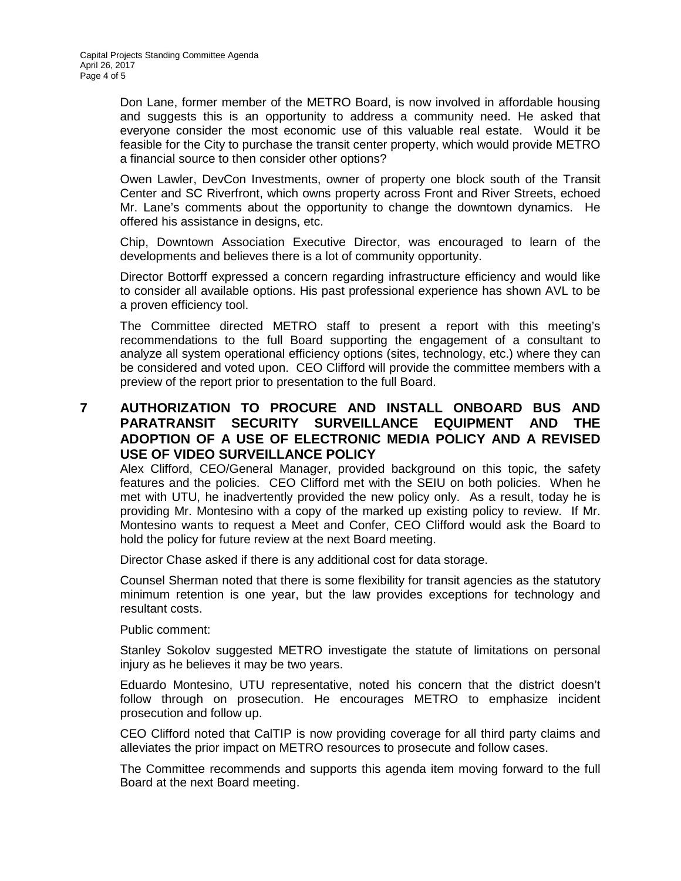Don Lane, former member of the METRO Board, is now involved in affordable housing and suggests this is an opportunity to address a community need. He asked that everyone consider the most economic use of this valuable real estate. Would it be feasible for the City to purchase the transit center property, which would provide METRO a financial source to then consider other options?

Owen Lawler, DevCon Investments, owner of property one block south of the Transit Center and SC Riverfront, which owns property across Front and River Streets, echoed Mr. Lane's comments about the opportunity to change the downtown dynamics. He offered his assistance in designs, etc.

Chip, Downtown Association Executive Director, was encouraged to learn of the developments and believes there is a lot of community opportunity.

Director Bottorff expressed a concern regarding infrastructure efficiency and would like to consider all available options. His past professional experience has shown AVL to be a proven efficiency tool.

The Committee directed METRO staff to present a report with this meeting's recommendations to the full Board supporting the engagement of a consultant to analyze all system operational efficiency options (sites, technology, etc.) where they can be considered and voted upon. CEO Clifford will provide the committee members with a preview of the report prior to presentation to the full Board.

## 7 AUTHORIZATION TO PROCURE AND INSTALL ONBOARD BUS AND PARATRANSIT SECURITY SURVEILLANCE EQUIPMENT AND THE ADOPTION OF A USE OF ELECTRONIC MEDIA POLICY AND A REVISED USE OF VIDEO SURVEILLANCE POLICY

Alex Clifford, CEO/General Manager, provided background on this topic, the safety features and the policies. CEO Clifford met with the SEIU on both policies. When he met with UTU, he inadvertently provided the new policy only. As a result, today he is providing Mr. Montesino with a copy of the marked up existing policy to review. If Mr. Montesino wants to request a Meet and Confer, CEO Clifford would ask the Board to hold the policy for future review at the next Board meeting.

Director Chase asked if there is any additional cost for data storage.

Counsel Sherman noted that there is some flexibility for transit agencies as the statutory minimum retention is one year, but the law provides exceptions for technology and resultant costs.

Public comment:

Stanley Sokolov suggested METRO investigate the statute of limitations on personal injury as he believes it may be two years.

Eduardo Montesino, UTU representative, noted his concern that the district doesn't follow through on prosecution. He encourages METRO to emphasize incident prosecution and follow up.

CEO Clifford noted that CalTIP is now providing coverage for all third party claims and alleviates the prior impact on METRO resources to prosecute and follow cases.

The Committee recommends and supports this agenda item moving forward to the full Board at the next Board meeting.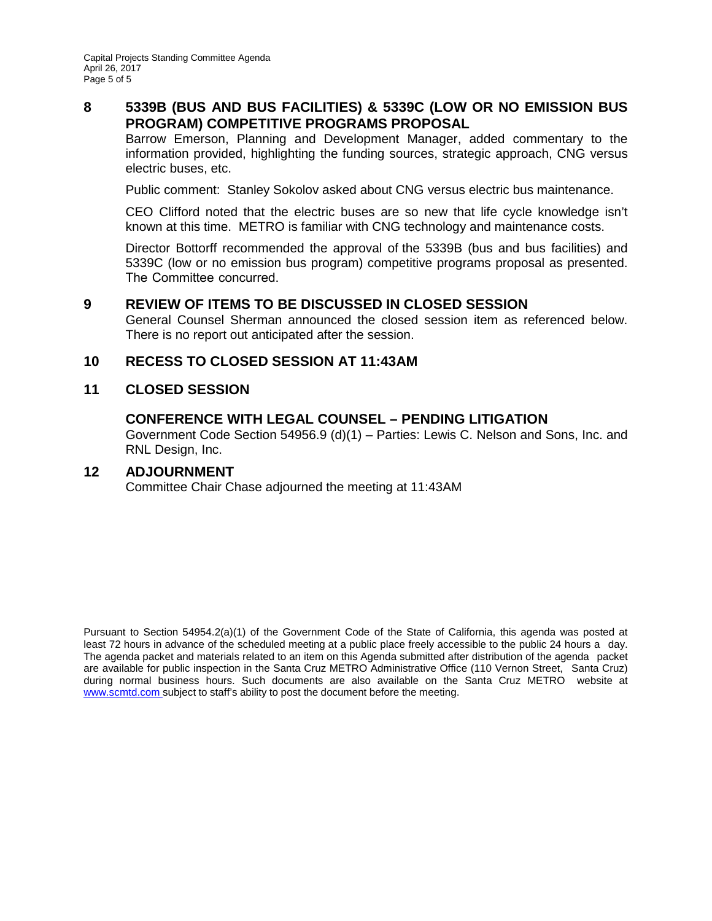## 8 5339B (BUS AND BUS FACILITIES) & 5339C (LOW OR NO EMISSION BUS PROGRAM) COMPETITIVE PROGRAMS PROPOSAL

Barrow Emerson, Planning and Development Manager, added commentary to the information provided, highlighting the funding sources, strategic approach, CNG versus electric buses, etc.

Public comment: Stanley Sokolov asked about CNG versus electric bus maintenance.

CEO Clifford noted that the electric buses are so new that life cycle knowledge isn't known at this time. METRO is familiar with CNG technology and maintenance costs.

Director Bottorff recommended the approval of the 5339B (bus and bus facilities) and 5339C (low or no emission bus program) competitive programs proposal as presented. The Committee concurred.

## 9 REVIEW OF ITEMS TO BE DISCUSSED IN CLOSED SESSION

General Counsel Sherman announced the closed session item as referenced below. There is no report out anticipated after the session.

## 10 RECESS TO CLOSED SESSION AT 11:43AM

## 11 CLOSED SESSION

### CONFERENCE WITH LEGAL COUNSEL – PENDING LITIGATION

Government Code Section 54956.9 (d)(1) – Parties: Lewis C. Nelson and Sons, Inc. and RNL Design, Inc.

## 12 ADJOURNMENT

Committee Chair Chase adjourned the meeting at 11:43AM

Pursuant to Section 54954.2(a)(1) of the Government Code of the State of California, this agenda was posted at least 72 hours in advance of the scheduled meeting at a public place freely accessible to the public 24 hours a day. The agenda packet and materials related to an item on this Agenda submitted after distribution of the agenda packet are available for public inspection in the Santa Cruz METRO Administrative Office (110 Vernon Street, Santa Cruz) during normal business hours. Such documents are also available on the Santa Cruz METRO website at [www.scmtd.com](http://www.scmtd.com) subject to staff's ability to post the document before the meeting.